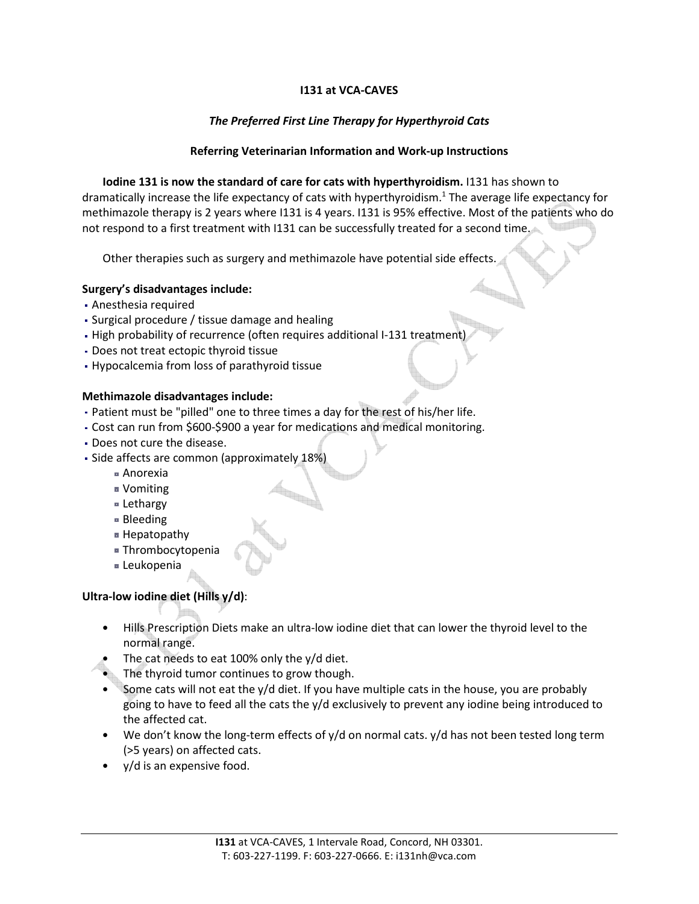# I131 at VCA-CAVES

## *The Preferred First Line Therapy for Hyperthyroid Cats*

### Referring Veterinarian Information and Work-up Instructions

**Iodine 131 is now the standard of care for cats with hyperthyroidism.** I131 has shown to dramatically increase the life expectancy of cats with hyperthyroidism.[1] The average life expectancy for methimazole therapy is 2 years where I131 is 4 years. I131 is 95% effective. Most of the patients who do not respond to a first treatment with I131 can be successfully treated for a second time.

Other therapies such as surgery and methimazole have potential side effects.

**Surgery's disadvantages include:**

- Anesthesia required
- Surgical procedure / tissue damage and healing
- High probability of recurrence (often requires additional I-131 treatment)
- Does not treat ectopic thyroid tissue
- Hypocalcemia from loss of parathyroid tissue

**Methimazole disadvantages include:**

- Patient must be "pilled" one to three times a day for the rest of his/her life.
- Cost can run from $600-$900 a year for medications and medical monitoring.
- Does not cure the disease.
- Side affects are common (approximately 18%)
  - Anorexia
  - Vomiting
  - Lethargy
  - Bleeding
  - Hepatopathy
  - Thrombocytopenia
  - Leukopenia

**Ultra-low iodine diet (Hills y/d)**:

- Hills Prescription Diets make an ultra-low iodine diet that can lower the thyroid level to the normal range.
- The cat needs to eat 100% only the y/d diet.
- The thyroid tumor continues to grow though.
- Some cats will not eat the y/d diet. If you have multiple cats in the house, you are probably going to have to feed all the cats the y/d exclusively to prevent any iodine being introduced to the affected cat.
- We don't know the long-term effects of y/d on normal cats. y/d has not been tested long term (>5 years) on affected cats.
- y/d is an expensive food.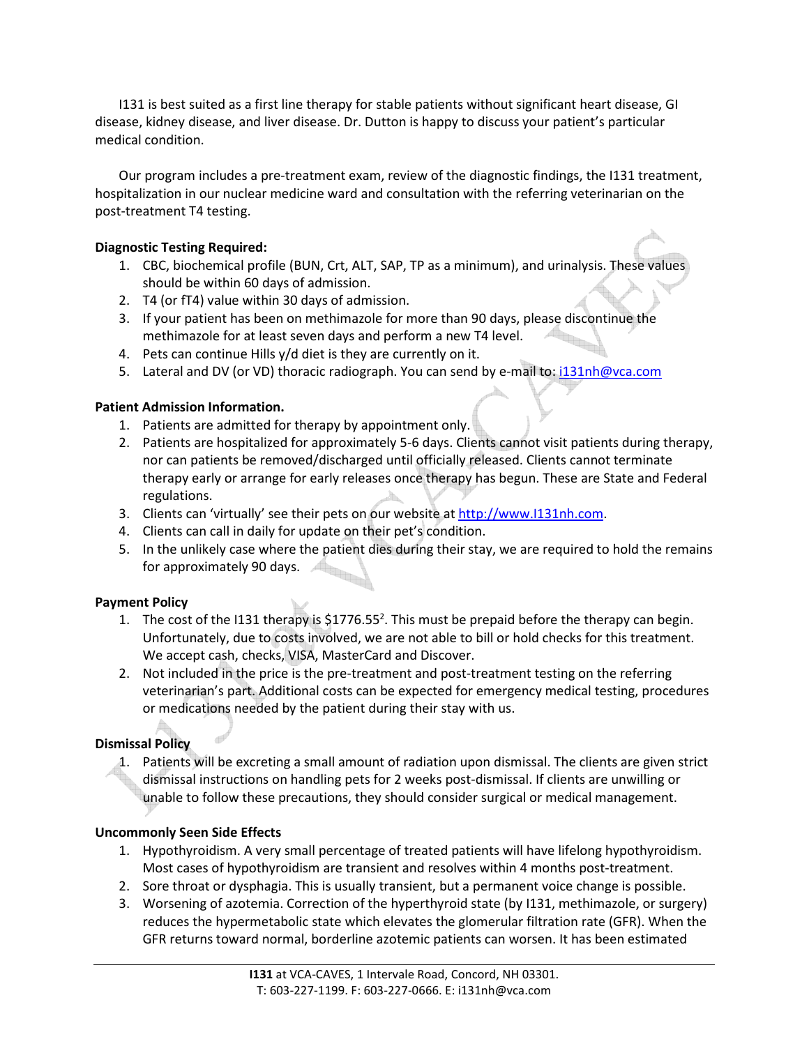I131 is best suited as a first line therapy for stable patients without significant heart disease, GI disease, kidney disease, and liver disease. Dr. Dutton is happy to discuss your patient's particular medical condition.

Our program includes a pre-treatment exam, review of the diagnostic findings, the I131 treatment, hospitalization in our nuclear medicine ward and consultation with the referring veterinarian on the post-treatment T4 testing.

**Diagnostic Testing Required:**

1. CBC, biochemical profile (BUN, Crt, ALT, SAP, TP as a minimum), and urinalysis. These values should be within 60 days of admission.
2. T4 (or fT4) value within 30 days of admission.
3. If your patient has been on methimazole for more than 90 days, please discontinue the methimazole for at least seven days and perform a new T4 level.
4. Pets can continue Hills y/d diet is they are currently on it.
5. Lateral and DV (or VD) thoracic radiograph. You can send by e-mail to: i131nh@vca.com

**Patient Admission Information.**

1. Patients are admitted for therapy by appointment only.
2. Patients are hospitalized for approximately 5-6 days. Clients cannot visit patients during therapy, nor can patients be removed/discharged until officially released. Clients cannot terminate therapy early or arrange for early releases once therapy has begun. These are State and Federal regulations.
3. Clients can 'virtually' see their pets on our website at http://www.I131nh.com.
4. Clients can call in daily for update on their pet's condition.
5. In the unlikely case where the patient dies during their stay, we are required to hold the remains for approximately 90 days.

**Payment Policy**

1. The cost of the I131 therapy is $1776.55[2]. This must be prepaid before the therapy can begin. Unfortunately, due to costs involved, we are not able to bill or hold checks for this treatment. We accept cash, checks, VISA, MasterCard and Discover.
2. Not included in the price is the pre-treatment and post-treatment testing on the referring veterinarian's part. Additional costs can be expected for emergency medical testing, procedures or medications needed by the patient during their stay with us.

**Dismissal Policy**

1. Patients will be excreting a small amount of radiation upon dismissal. The clients are given strict dismissal instructions on handling pets for 2 weeks post-dismissal. If clients are unwilling or unable to follow these precautions, they should consider surgical or medical management.

**Uncommonly Seen Side Effects**

1. Hypothyroidism. A very small percentage of treated patients will have lifelong hypothyroidism. Most cases of hypothyroidism are transient and resolves within 4 months post-treatment.
2. Sore throat or dysphagia. This is usually transient, but a permanent voice change is possible.
3. Worsening of azotemia. Correction of the hyperthyroid state (by I131, methimazole, or surgery) reduces the hypermetabolic state which elevates the glomerular filtration rate (GFR). When the GFR returns toward normal, borderline azotemic patients can worsen. It has been estimated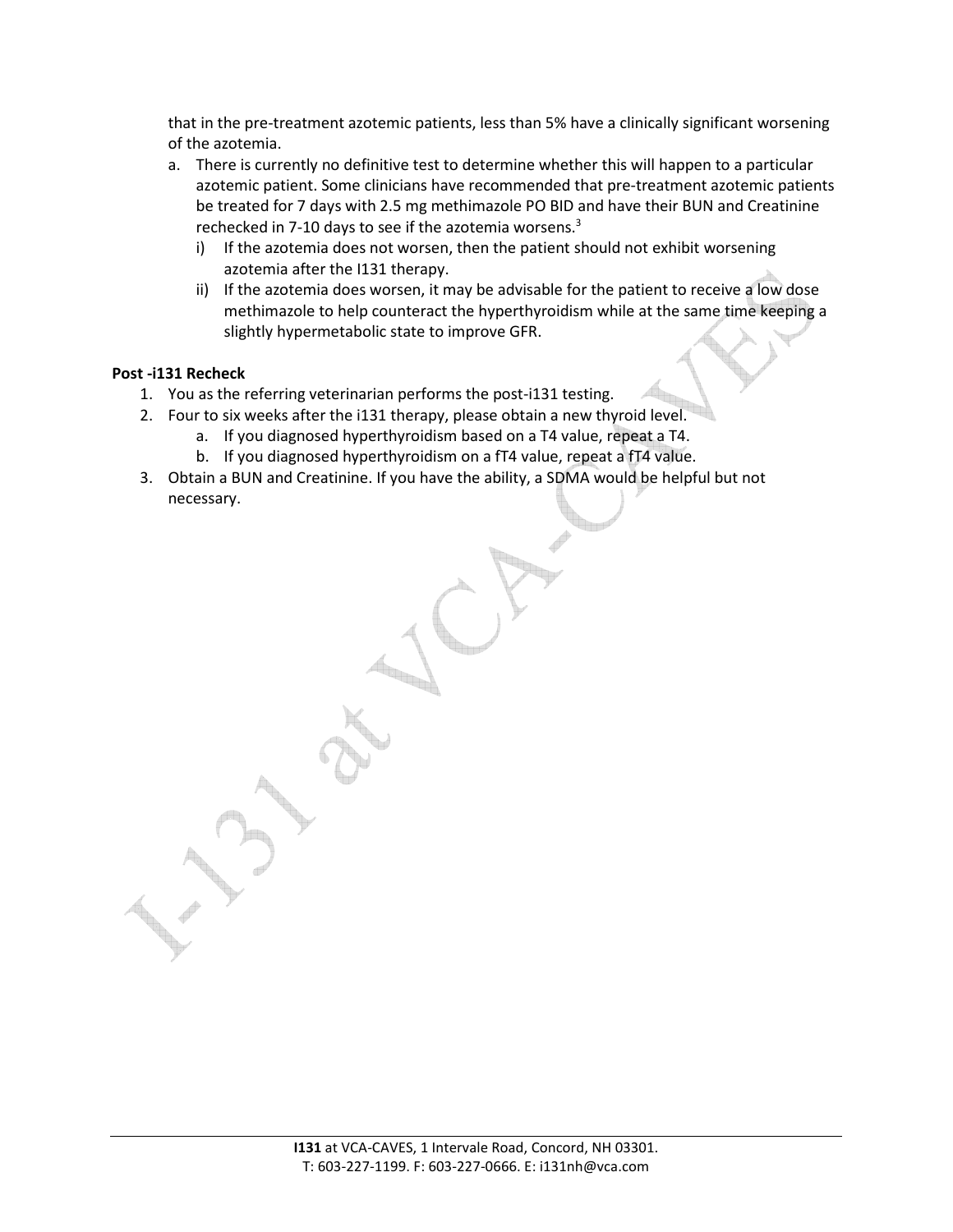that in the pre-treatment azotemic patients, less than 5% have a clinically significant worsening of the azotemia.

a. There is currently no definitive test to determine whether this will happen to a particular azotemic patient. Some clinicians have recommended that pre-treatment azotemic patients be treated for 7 days with 2.5 mg methimazole PO BID and have their BUN and Creatinine rechecked in 7-10 days to see if the azotemia worsens.[3]
   i) If the azotemia does not worsen, then the patient should not exhibit worsening azotemia after the I131 therapy.
   ii) If the azotemia does worsen, it may be advisable for the patient to receive a low dose methimazole to help counteract the hyperthyroidism while at the same time keeping a slightly hypermetabolic state to improve GFR.

**Post -i131 Recheck**

1. You as the referring veterinarian performs the post-i131 testing.
2. Four to six weeks after the i131 therapy, please obtain a new thyroid level.
   a. If you diagnosed hyperthyroidism based on a T4 value, repeat a T4.
   b. If you diagnosed hyperthyroidism on a fT4 value, repeat a fT4 value.
3. Obtain a BUN and Creatinine. If you have the ability, a SDMA would be helpful but not necessary.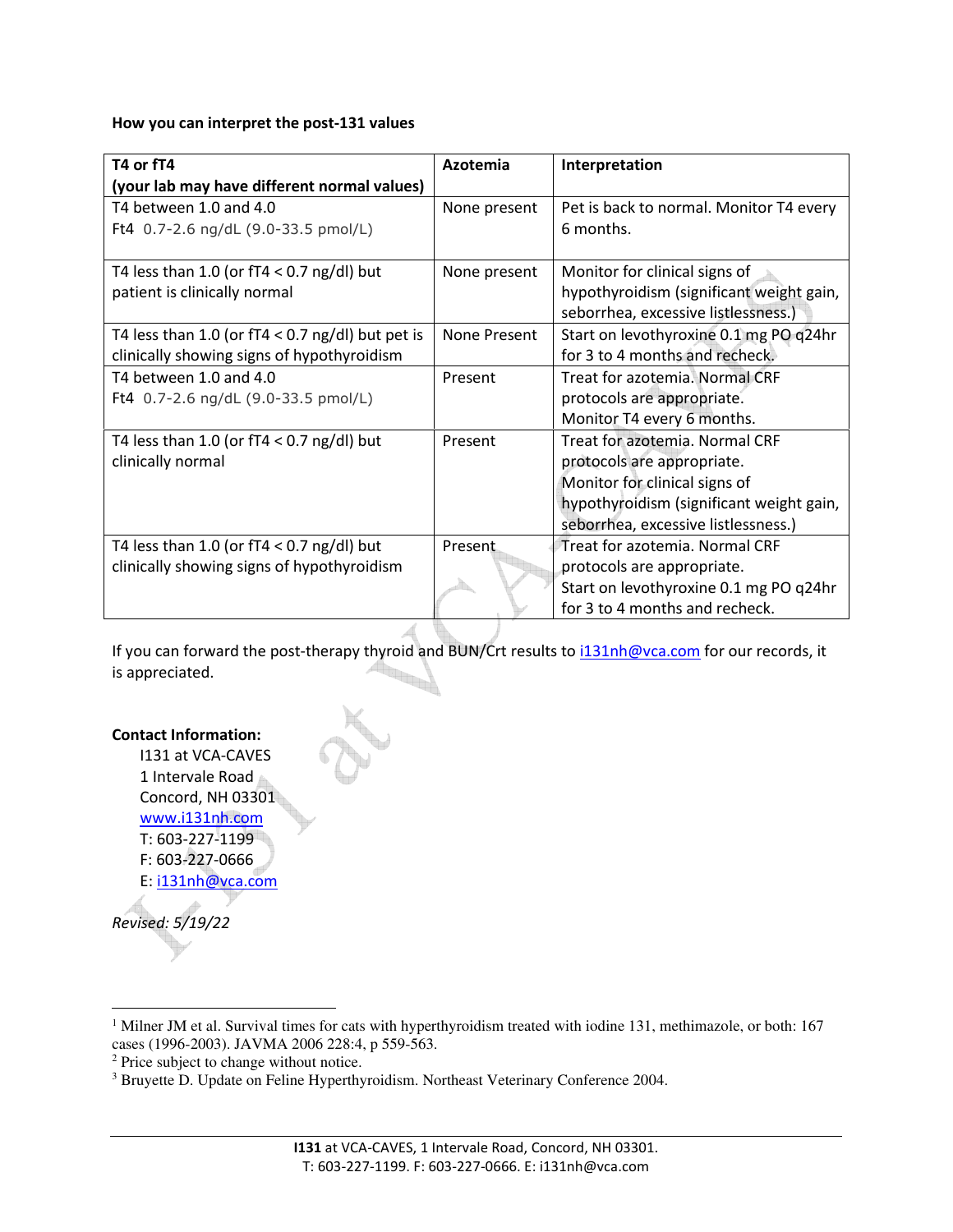**How you can interpret the post-131 values**

| T4 or fT4 (your lab may have different normal values) | Azotemia | Interpretation |
|---|---|---|
| T4 between 1.0 and 4.0<br>Ft4 0.7-2.6 ng/dL (9.0-33.5 pmol/L) | None present | Pet is back to normal. Monitor T4 every 6 months. |
| T4 less than 1.0 (or fT4 < 0.7 ng/dl) but patient is clinically normal | None present | Monitor for clinical signs of hypothyroidism (significant weight gain, seborrhea, excessive listlessness.) |
| T4 less than 1.0 (or fT4 < 0.7 ng/dl) but pet is clinically showing signs of hypothyroidism | None Present | Start on levothyroxine 0.1 mg PO q24hr for 3 to 4 months and recheck. |
| T4 between 1.0 and 4.0<br>Ft4 0.7-2.6 ng/dL (9.0-33.5 pmol/L) | Present | Treat for azotemia. Normal CRF protocols are appropriate.<br>Monitor T4 every 6 months. |
| T4 less than 1.0 (or fT4 < 0.7 ng/dl) but clinically normal | Present | Treat for azotemia. Normal CRF protocols are appropriate.<br>Monitor for clinical signs of hypothyroidism (significant weight gain, seborrhea, excessive listlessness.) |
| T4 less than 1.0 (or fT4 < 0.7 ng/dl) but clinically showing signs of hypothyroidism | Present | Treat for azotemia. Normal CRF protocols are appropriate.<br>Start on levothyroxine 0.1 mg PO q24hr for 3 to 4 months and recheck. |

If you can forward the post-therapy thyroid and BUN/Crt results to i131nh@vca.com for our records, it is appreciated.

**Contact Information:**

I131 at VCA-CAVES  
1 Intervale Road  
Concord, NH 03301  
www.i131nh.com  
T: 603-227-1199  
F: 603-227-0666  
E: i131nh@vca.com

*Revised: 5/19/22*

---

[1] Milner JM et al. Survival times for cats with hyperthyroidism treated with iodine 131, methimazole, or both: 167 cases (1996-2003). JAVMA 2006 228:4, p 559-563.

[2] Price subject to change without notice.

[3] Bruyette D. Update on Feline Hyperthyroidism. Northeast Veterinary Conference 2004.